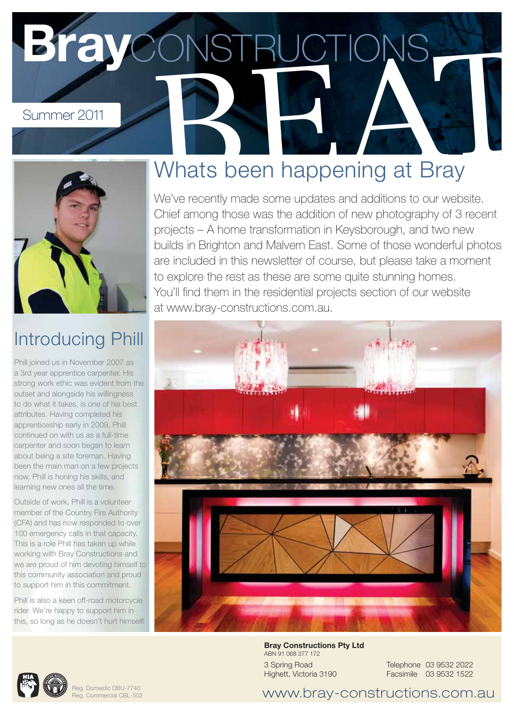# Bray CONSTRUCTIONS BEAT

Summer 2011

## Whats been happening at Bray

We've recently made some updates and additions to our website. Chief among those was the addition of new photography of 3 recent projects – A home transformation in Keysborough, and two new builds in Brighton and Malvern East. Some of those wonderful photos are included in this newsletter of course, but please take a moment to explore the rest as these are some quite stunning homes. You'll find them in the residential projects section of our website at www.bray-constructions.com.au.

## Introducing Phill

Phill joined us in November 2007 as a 3rd year apprentice carpenter. His strong work ethic was evident from the outset and alongside his willingness to do what it takes, is one of his best attributes. Having completed his apprenticeship early in 2009, Phill continued on with us as a full-time carpenter and soon began to learn about being a site foreman. Having been the main man on a few projects now, Phill is honing his skills, and learning new ones all the time.

Outside of work, Phill is a volunteer member of the Country Fire Authority (CFA) and has now responded to over 100 emergency calls in that capacity. This is a role Phill has taken up while working with Bray Constructions and we are proud of him devoting himself to this community association and proud to support him in this commitment.

Phill is also a keen off-road motorcycle rider. We're happy to support him in this, so long as he doesn't hurt himself!

Reg. Domestic DBU-7740
Reg. Commercial CBL-502

**Bray Constructions Pty Ltd**
ABN 91 068 377 172

3 Spring Road
Highett, Victoria 3190

Telephone 03 9532 2022
Facsimile 03 9532 1522

www.bray-constructions.com.au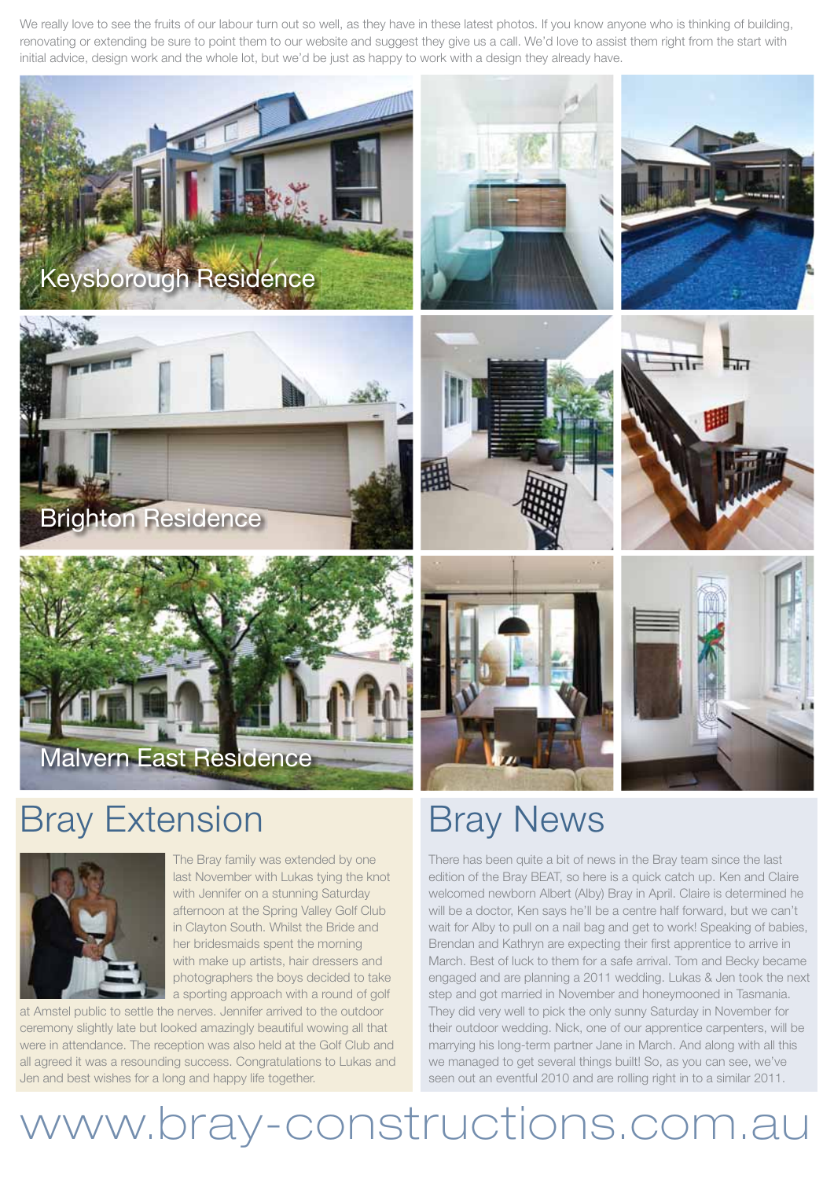We really love to see the fruits of our labour turn out so well, as they have in these latest photos. If you know anyone who is thinking of building, renovating or extending be sure to point them to our website and suggest they give us a call. We'd love to assist them right from the start with initial advice, design work and the whole lot, but we'd be just as happy to work with a design they already have.

Keysborough Residence

Brighton Residence

Malvern East Residence

## Bray Extension

The Bray family was extended by one last November with Lukas tying the knot with Jennifer on a stunning Saturday afternoon at the Spring Valley Golf Club in Clayton South. Whilst the Bride and her bridesmaids spent the morning with make up artists, hair dressers and photographers the boys decided to take a sporting approach with a round of golf at Amstel public to settle the nerves. Jennifer arrived to the outdoor ceremony slightly late but looked amazingly beautiful wowing all that were in attendance. The reception was also held at the Golf Club and all agreed it was a resounding success. Congratulations to Lukas and Jen and best wishes for a long and happy life together.

## Bray News

There has been quite a bit of news in the Bray team since the last edition of the Bray BEAT, so here is a quick catch up. Ken and Claire welcomed newborn Albert (Alby) Bray in April. Claire is determined he will be a doctor, Ken says he'll be a centre half forward, but we can't wait for Alby to pull on a nail bag and get to work! Speaking of babies, Brendan and Kathryn are expecting their first apprentice to arrive in March. Best of luck to them for a safe arrival. Tom and Becky became engaged and are planning a 2011 wedding. Lukas & Jen took the next step and got married in November and honeymooned in Tasmania. They did very well to pick the only sunny Saturday in November for their outdoor wedding. Nick, one of our apprentice carpenters, will be marrying his long-term partner Jane in March. And along with all this we managed to get several things built! So, as you can see, we've seen out an eventful 2010 and are rolling right in to a similar 2011.

www.bray-constructions.com.au